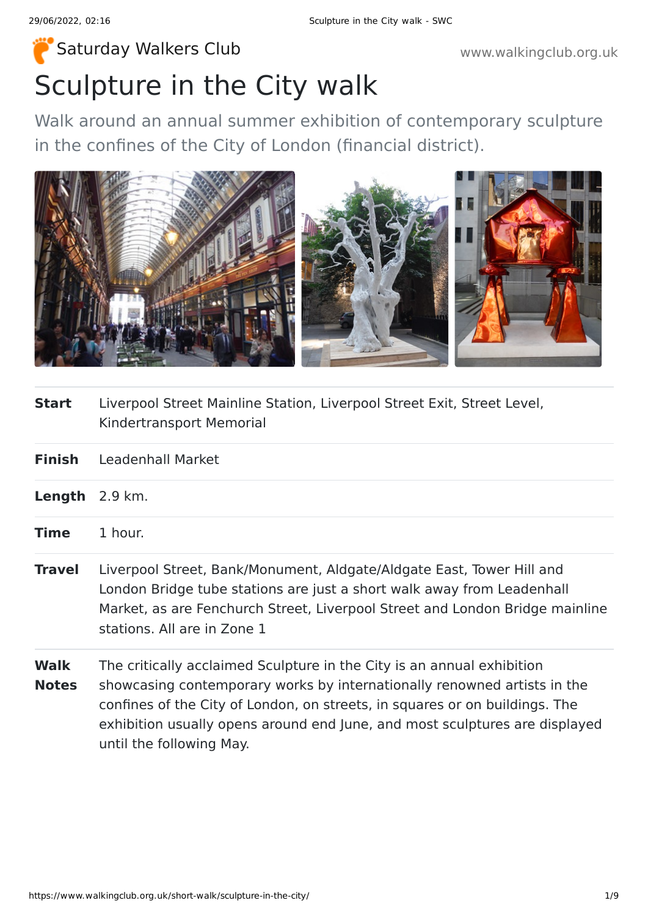Saturday Walkers Club

www.walkingclub.org.uk

# Sculpture in the City walk

Walk around an annual summer exhibition of contemporary sculpture in the confines of the City of London (financial district).

| | |
|---|---|
| **Start** | Liverpool Street Mainline Station, Liverpool Street Exit, Street Level, Kindertransport Memorial |
| **Finish** | Leadenhall Market |
| **Length** | 2.9 km. |
| **Time** | 1 hour. |
| **Travel** | Liverpool Street, Bank/Monument, Aldgate/Aldgate East, Tower Hill and London Bridge tube stations are just a short walk away from Leadenhall Market, as are Fenchurch Street, Liverpool Street and London Bridge mainline stations. All are in Zone 1 |
| **Walk Notes** | The critically acclaimed Sculpture in the City is an annual exhibition showcasing contemporary works by internationally renowned artists in the confines of the City of London, on streets, in squares or on buildings. The exhibition usually opens around end June, and most sculptures are displayed until the following May. |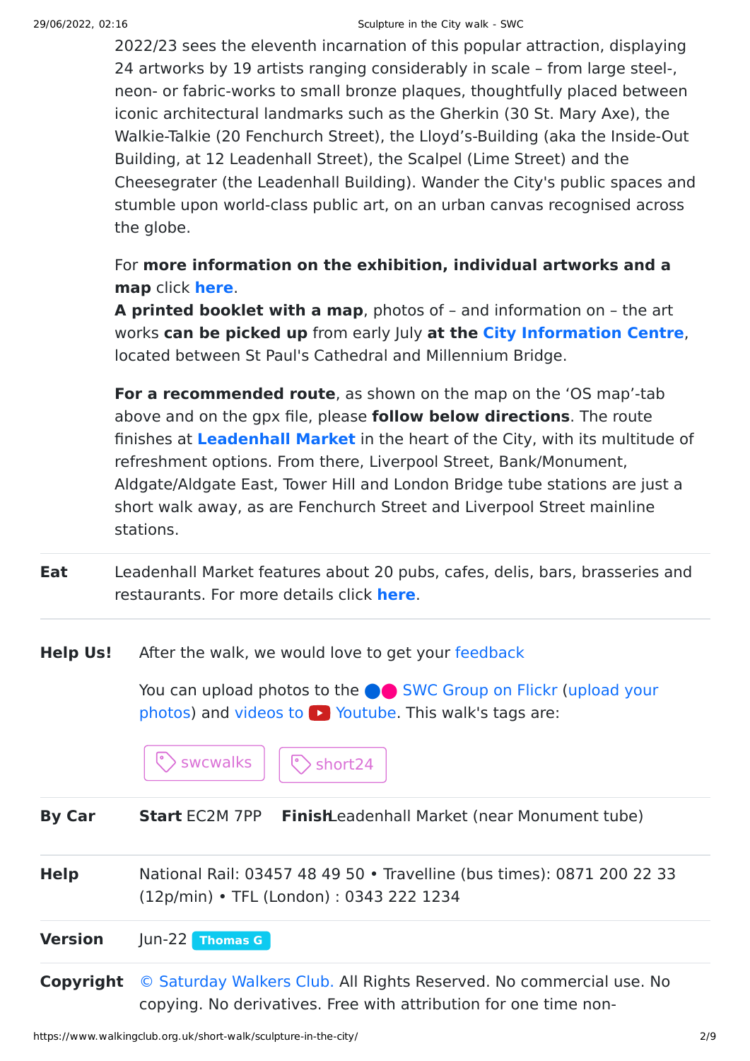2022/23 sees the eleventh incarnation of this popular attraction, displaying 24 artworks by 19 artists ranging considerably in scale – from large steel-, neon- or fabric-works to small bronze plaques, thoughtfully placed between iconic architectural landmarks such as the Gherkin (30 St. Mary Axe), the Walkie-Talkie (20 Fenchurch Street), the Lloyd's-Building (aka the Inside-Out Building, at 12 Leadenhall Street), the Scalpel (Lime Street) and the Cheesegrater (the Leadenhall Building). Wander the City's public spaces and stumble upon world-class public art, on an urban canvas recognised across the globe.

For **more information on the exhibition, individual artworks and a map** click **here**.
**A printed booklet with a map**, photos of – and information on – the art works **can be picked up** from early July **at the City Information Centre**, located between St Paul's Cathedral and Millennium Bridge.

**For a recommended route**, as shown on the map on the 'OS map'-tab above and on the gpx file, please **follow below directions**. The route finishes at **Leadenhall Market** in the heart of the City, with its multitude of refreshment options. From there, Liverpool Street, Bank/Monument, Aldgate/Aldgate East, Tower Hill and London Bridge tube stations are just a short walk away, as are Fenchurch Street and Liverpool Street mainline stations.

**Eat** Leadenhall Market features about 20 pubs, cafes, delis, bars, brasseries and restaurants. For more details click **here**.

**Help Us!** After the walk, we would love to get your feedback

You can upload photos to the SWC Group on Flickr (upload your photos) and videos to Youtube. This walk's tags are:

swcwalks short24

**By Car** **Start** EC2M 7PP **Finish** Leadenhall Market (near Monument tube)

**Help** National Rail: 03457 48 49 50 • Travelline (bus times): 0871 200 22 33 (12p/min) • TFL (London) : 0343 222 1234

**Version** Jun-22 Thomas G

**Copyright** © Saturday Walkers Club. All Rights Reserved. No commercial use. No copying. No derivatives. Free with attribution for one time non-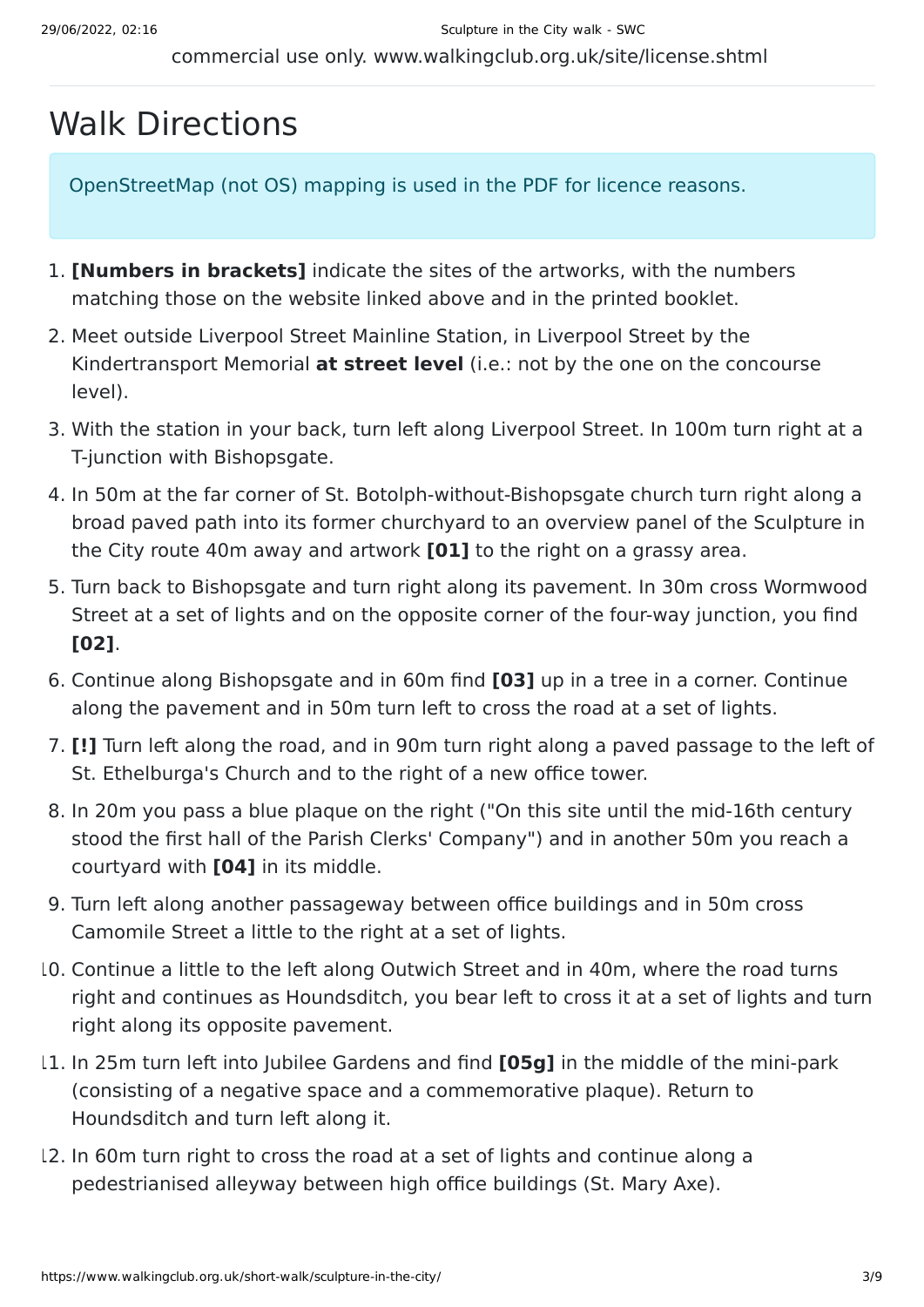commercial use only. www.walkingclub.org.uk/site/license.shtml

# Walk Directions

OpenStreetMap (not OS) mapping is used in the PDF for licence reasons.

1. **[Numbers in brackets]** indicate the sites of the artworks, with the numbers matching those on the website linked above and in the printed booklet.
2. Meet outside Liverpool Street Mainline Station, in Liverpool Street by the Kindertransport Memorial **at street level** (i.e.: not by the one on the concourse level).
3. With the station in your back, turn left along Liverpool Street. In 100m turn right at a T-junction with Bishopsgate.
4. In 50m at the far corner of St. Botolph-without-Bishopsgate church turn right along a broad paved path into its former churchyard to an overview panel of the Sculpture in the City route 40m away and artwork **[01]** to the right on a grassy area.
5. Turn back to Bishopsgate and turn right along its pavement. In 30m cross Wormwood Street at a set of lights and on the opposite corner of the four-way junction, you find **[02]**.
6. Continue along Bishopsgate and in 60m find **[03]** up in a tree in a corner. Continue along the pavement and in 50m turn left to cross the road at a set of lights.
7. **[!]** Turn left along the road, and in 90m turn right along a paved passage to the left of St. Ethelburga's Church and to the right of a new office tower.
8. In 20m you pass a blue plaque on the right ("On this site until the mid-16th century stood the first hall of the Parish Clerks' Company") and in another 50m you reach a courtyard with **[04]** in its middle.
9. Turn left along another passageway between office buildings and in 50m cross Camomile Street a little to the right at a set of lights.
10. Continue a little to the left along Outwich Street and in 40m, where the road turns right and continues as Houndsditch, you bear left to cross it at a set of lights and turn right along its opposite pavement.
11. In 25m turn left into Jubilee Gardens and find **[05g]** in the middle of the mini-park (consisting of a negative space and a commemorative plaque). Return to Houndsditch and turn left along it.
12. In 60m turn right to cross the road at a set of lights and continue along a pedestrianised alleyway between high office buildings (St. Mary Axe).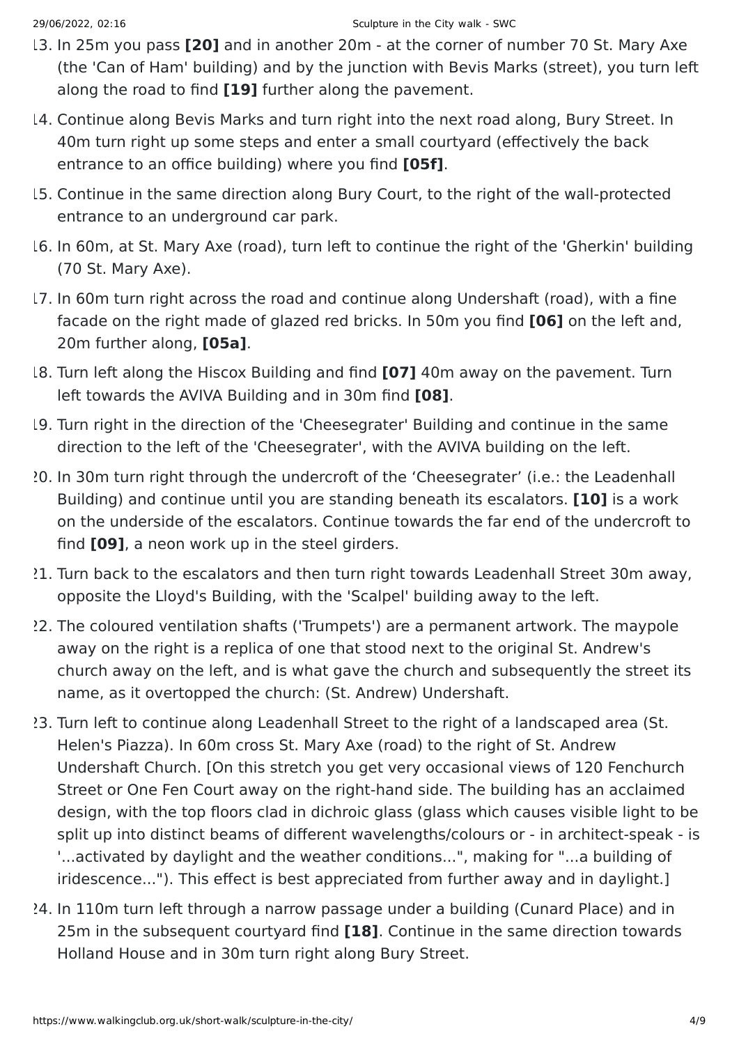13. In 25m you pass **[20]** and in another 20m - at the corner of number 70 St. Mary Axe (the 'Can of Ham' building) and by the junction with Bevis Marks (street), you turn left along the road to find **[19]** further along the pavement.
14. Continue along Bevis Marks and turn right into the next road along, Bury Street. In 40m turn right up some steps and enter a small courtyard (effectively the back entrance to an office building) where you find **[05f]**.
15. Continue in the same direction along Bury Court, to the right of the wall-protected entrance to an underground car park.
16. In 60m, at St. Mary Axe (road), turn left to continue the right of the 'Gherkin' building (70 St. Mary Axe).
17. In 60m turn right across the road and continue along Undershaft (road), with a fine facade on the right made of glazed red bricks. In 50m you find **[06]** on the left and, 20m further along, **[05a]**.
18. Turn left along the Hiscox Building and find **[07]** 40m away on the pavement. Turn left towards the AVIVA Building and in 30m find **[08]**.
19. Turn right in the direction of the 'Cheesegrater' Building and continue in the same direction to the left of the 'Cheesegrater', with the AVIVA building on the left.
20. In 30m turn right through the undercroft of the 'Cheesegrater' (i.e.: the Leadenhall Building) and continue until you are standing beneath its escalators. **[10]** is a work on the underside of the escalators. Continue towards the far end of the undercroft to find **[09]**, a neon work up in the steel girders.
21. Turn back to the escalators and then turn right towards Leadenhall Street 30m away, opposite the Lloyd's Building, with the 'Scalpel' building away to the left.
22. The coloured ventilation shafts ('Trumpets') are a permanent artwork. The maypole away on the right is a replica of one that stood next to the original St. Andrew's church away on the left, and is what gave the church and subsequently the street its name, as it overtopped the church: (St. Andrew) Undershaft.
23. Turn left to continue along Leadenhall Street to the right of a landscaped area (St. Helen's Piazza). In 60m cross St. Mary Axe (road) to the right of St. Andrew Undershaft Church. [On this stretch you get very occasional views of 120 Fenchurch Street or One Fen Court away on the right-hand side. The building has an acclaimed design, with the top floors clad in dichroic glass (glass which causes visible light to be split up into distinct beams of different wavelengths/colours or - in architect-speak - is '...activated by daylight and the weather conditions...", making for "...a building of iridescence..."). This effect is best appreciated from further away and in daylight.]
24. In 110m turn left through a narrow passage under a building (Cunard Place) and in 25m in the subsequent courtyard find **[18]**. Continue in the same direction towards Holland House and in 30m turn right along Bury Street.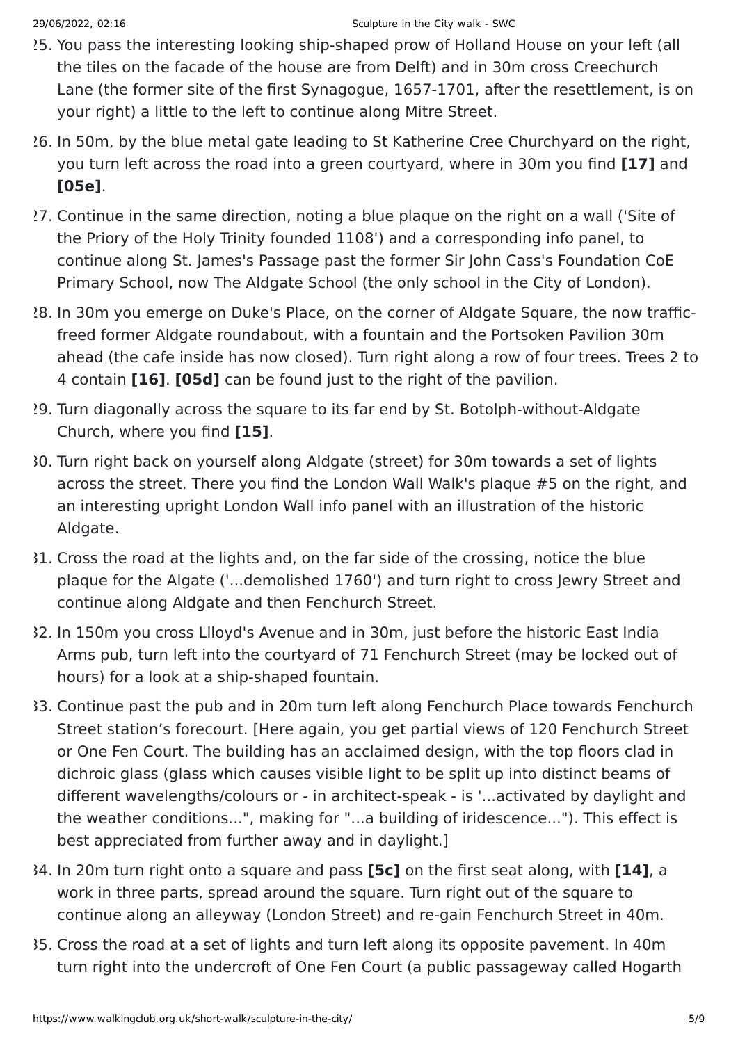25. You pass the interesting looking ship-shaped prow of Holland House on your left (all the tiles on the facade of the house are from Delft) and in 30m cross Creechurch Lane (the former site of the first Synagogue, 1657-1701, after the resettlement, is on your right) a little to the left to continue along Mitre Street.
26. In 50m, by the blue metal gate leading to St Katherine Cree Churchyard on the right, you turn left across the road into a green courtyard, where in 30m you find **[17]** and **[05e]**.
27. Continue in the same direction, noting a blue plaque on the right on a wall ('Site of the Priory of the Holy Trinity founded 1108') and a corresponding info panel, to continue along St. James's Passage past the former Sir John Cass's Foundation CoE Primary School, now The Aldgate School (the only school in the City of London).
28. In 30m you emerge on Duke's Place, on the corner of Aldgate Square, the now traffic-freed former Aldgate roundabout, with a fountain and the Portsoken Pavilion 30m ahead (the cafe inside has now closed). Turn right along a row of four trees. Trees 2 to 4 contain **[16]**. **[05d]** can be found just to the right of the pavilion.
29. Turn diagonally across the square to its far end by St. Botolph-without-Aldgate Church, where you find **[15]**.
30. Turn right back on yourself along Aldgate (street) for 30m towards a set of lights across the street. There you find the London Wall Walk's plaque #5 on the right, and an interesting upright London Wall info panel with an illustration of the historic Aldgate.
31. Cross the road at the lights and, on the far side of the crossing, notice the blue plaque for the Algate ('...demolished 1760') and turn right to cross Jewry Street and continue along Aldgate and then Fenchurch Street.
32. In 150m you cross Llloyd's Avenue and in 30m, just before the historic East India Arms pub, turn left into the courtyard of 71 Fenchurch Street (may be locked out of hours) for a look at a ship-shaped fountain.
33. Continue past the pub and in 20m turn left along Fenchurch Place towards Fenchurch Street station's forecourt. [Here again, you get partial views of 120 Fenchurch Street or One Fen Court. The building has an acclaimed design, with the top floors clad in dichroic glass (glass which causes visible light to be split up into distinct beams of different wavelengths/colours or - in architect-speak - is '...activated by daylight and the weather conditions...", making for "...a building of iridescence..."). This effect is best appreciated from further away and in daylight.]
34. In 20m turn right onto a square and pass **[5c]** on the first seat along, with **[14]**, a work in three parts, spread around the square. Turn right out of the square to continue along an alleyway (London Street) and re-gain Fenchurch Street in 40m.
35. Cross the road at a set of lights and turn left along its opposite pavement. In 40m turn right into the undercroft of One Fen Court (a public passageway called Hogarth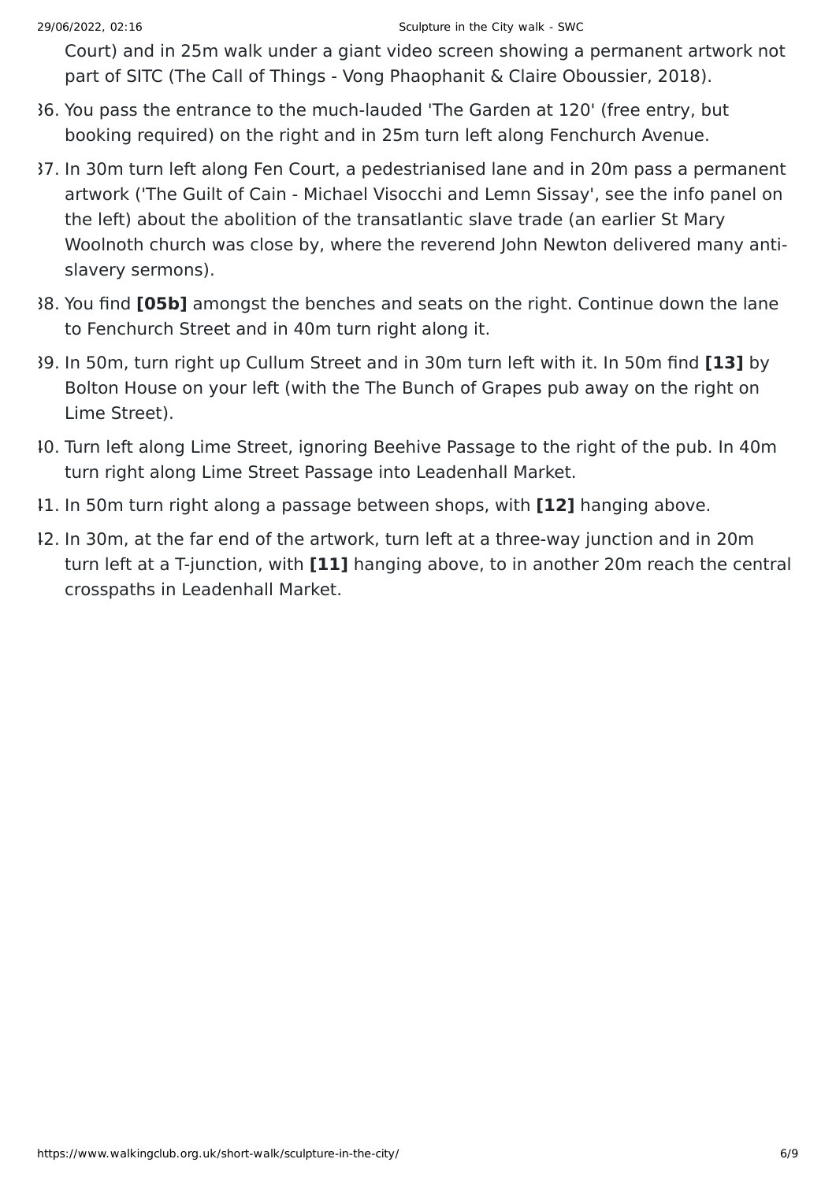Court) and in 25m walk under a giant video screen showing a permanent artwork not part of SITC (The Call of Things - Vong Phaophanit & Claire Oboussier, 2018).

36. You pass the entrance to the much-lauded 'The Garden at 120' (free entry, but booking required) on the right and in 25m turn left along Fenchurch Avenue.
37. In 30m turn left along Fen Court, a pedestrianised lane and in 20m pass a permanent artwork ('The Guilt of Cain - Michael Visocchi and Lemn Sissay', see the info panel on the left) about the abolition of the transatlantic slave trade (an earlier St Mary Woolnoth church was close by, where the reverend John Newton delivered many anti-slavery sermons).
38. You find **[05b]** amongst the benches and seats on the right. Continue down the lane to Fenchurch Street and in 40m turn right along it.
39. In 50m, turn right up Cullum Street and in 30m turn left with it. In 50m find **[13]** by Bolton House on your left (with the The Bunch of Grapes pub away on the right on Lime Street).
40. Turn left along Lime Street, ignoring Beehive Passage to the right of the pub. In 40m turn right along Lime Street Passage into Leadenhall Market.
41. In 50m turn right along a passage between shops, with **[12]** hanging above.
42. In 30m, at the far end of the artwork, turn left at a three-way junction and in 20m turn left at a T-junction, with **[11]** hanging above, to in another 20m reach the central crosspaths in Leadenhall Market.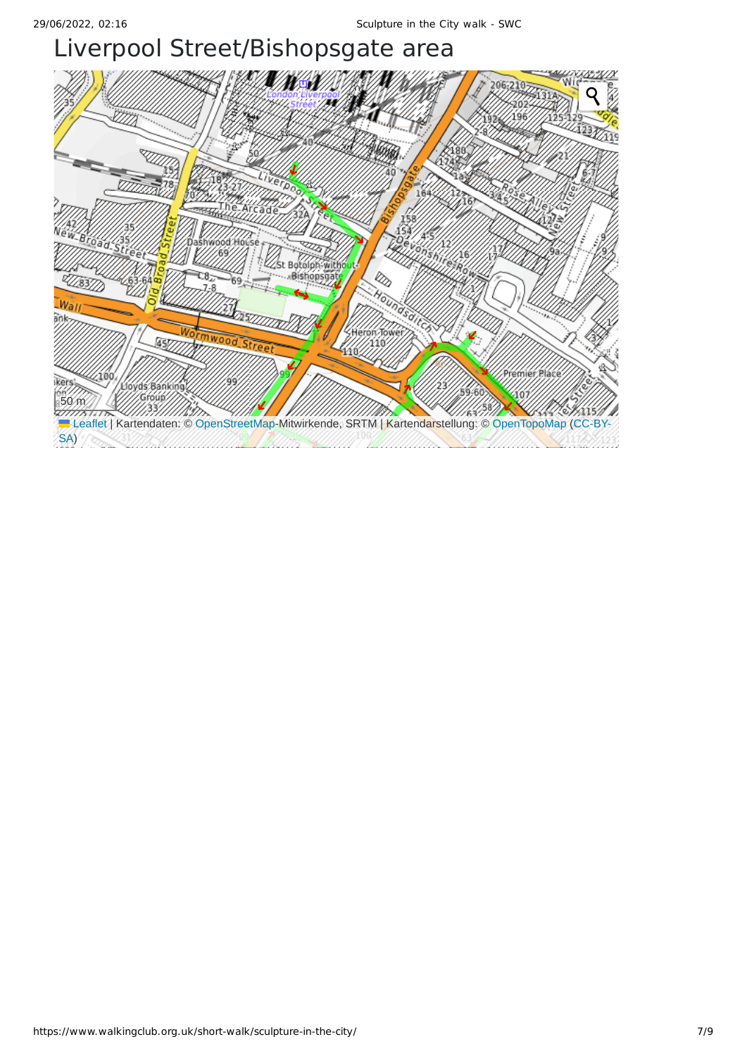# Liverpool Street/Bishopsgate area

Leaflet | Kartendaten: © OpenStreetMap-Mitwirkende, SRTM | Kartendarstellung: © OpenTopoMap (CC-BY-SA)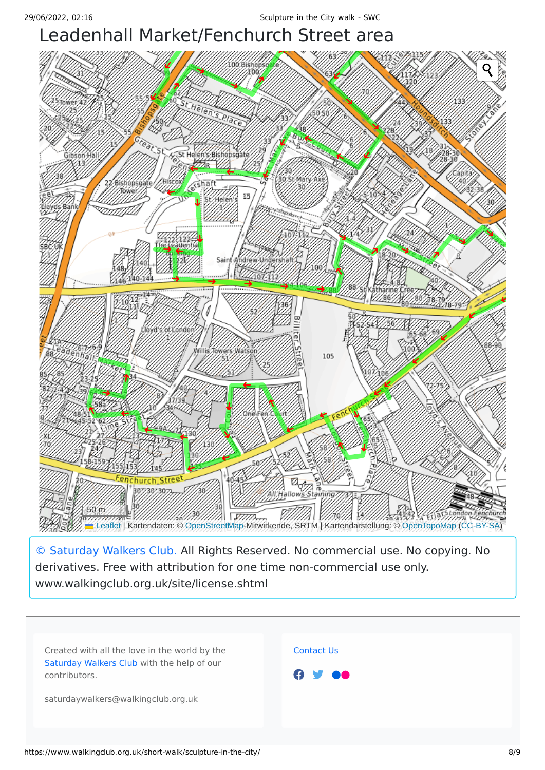# Leadenhall Market/Fenchurch Street area

© Saturday Walkers Club. All Rights Reserved. No commercial use. No copying. No derivatives. Free with attribution for one time non-commercial use only. www.walkingclub.org.uk/site/license.shtml

Created with all the love in the world by the Saturday Walkers Club with the help of our contributors.

saturdaywalkers@walkingclub.org.uk

Contact Us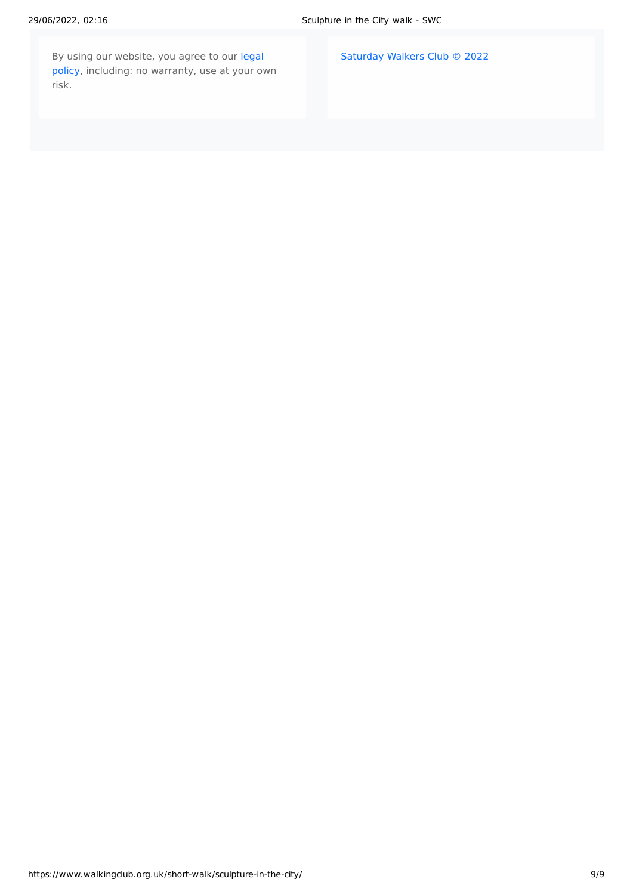By using our website, you agree to our legal policy, including: no warranty, use at your own risk.

Saturday Walkers Club © 2022